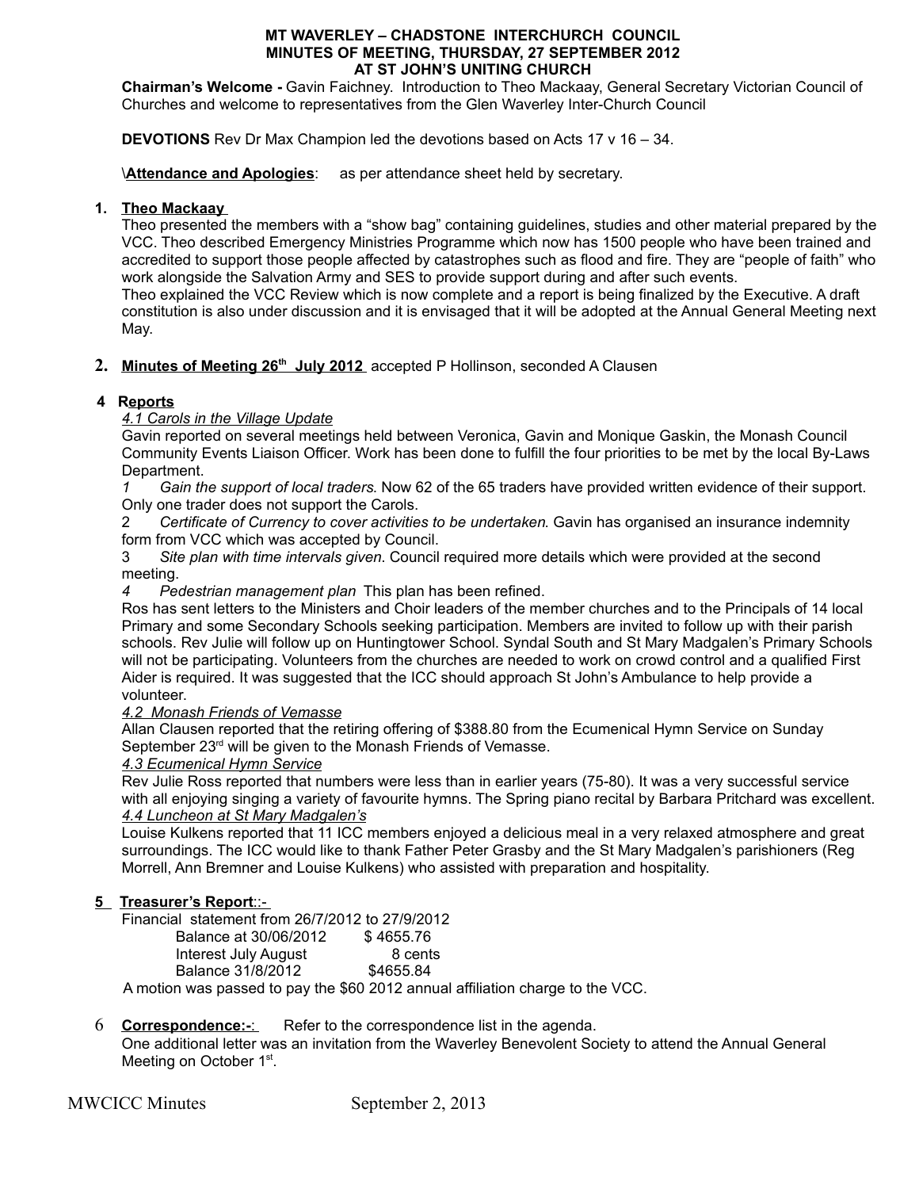**MT WAVERLEY – CHADSTONE INTERCHURCH COUNCIL**
**MINUTES OF MEETING, THURSDAY, 27 SEPTEMBER 2012**
**AT ST JOHN'S UNITING CHURCH**

**Chairman's Welcome -** Gavin Faichney. Introduction to Theo Mackaay, General Secretary Victorian Council of Churches and welcome to representatives from the Glen Waverley Inter-Church Council

**DEVOTIONS** Rev Dr Max Champion led the devotions based on Acts 17 v 16 – 34.

\ **Attendance and Apologies**: as per attendance sheet held by secretary.

**1. Theo Mackaay**

Theo presented the members with a "show bag" containing guidelines, studies and other material prepared by the VCC. Theo described Emergency Ministries Programme which now has 1500 people who have been trained and accredited to support those people affected by catastrophes such as flood and fire. They are "people of faith" who work alongside the Salvation Army and SES to provide support during and after such events.
Theo explained the VCC Review which is now complete and a report is being finalized by the Executive. A draft constitution is also under discussion and it is envisaged that it will be adopted at the Annual General Meeting next May.

**2. Minutes of Meeting 26th July 2012** accepted P Hollinson, seconded A Clausen

**4 Reports**

*4.1 Carols in the Village Update*

Gavin reported on several meetings held between Veronica, Gavin and Monique Gaskin, the Monash Council Community Events Liaison Officer. Work has been done to fulfill the four priorities to be met by the local By-Laws Department.

1 *Gain the support of local traders*. Now 62 of the 65 traders have provided written evidence of their support. Only one trader does not support the Carols.

2 *Certificate of Currency to cover activities to be undertaken*. Gavin has organised an insurance indemnity form from VCC which was accepted by Council.

3 *Site plan with time intervals given*. Council required more details which were provided at the second meeting.

4 *Pedestrian management plan* This plan has been refined.

Ros has sent letters to the Ministers and Choir leaders of the member churches and to the Principals of 14 local Primary and some Secondary Schools seeking participation. Members are invited to follow up with their parish schools. Rev Julie will follow up on Huntingtower School. Syndal South and St Mary Madgalen's Primary Schools will not be participating. Volunteers from the churches are needed to work on crowd control and a qualified First Aider is required. It was suggested that the ICC should approach St John's Ambulance to help provide a volunteer.

*4.2 Monash Friends of Vemasse*

Allan Clausen reported that the retiring offering of $388.80 from the Ecumenical Hymn Service on Sunday September 23rd will be given to the Monash Friends of Vemasse.

*4.3 Ecumenical Hymn Service*

Rev Julie Ross reported that numbers were less than in earlier years (75-80). It was a very successful service with all enjoying singing a variety of favourite hymns. The Spring piano recital by Barbara Pritchard was excellent.

*4.4 Luncheon at St Mary Madgalen's*

Louise Kulkens reported that 11 ICC members enjoyed a delicious meal in a very relaxed atmosphere and great surroundings. The ICC would like to thank Father Peter Grasby and the St Mary Madgalen's parishioners (Reg Morrell, Ann Bremner and Louise Kulkens) who assisted with preparation and hospitality.

**5 Treasurer's Report**::-

Financial statement from 26/7/2012 to 27/9/2012

| | |
|---|---|
| Balance at 30/06/2012 | $ 4655.76 |
| Interest July August | 8 cents |
| Balance 31/8/2012 | $4655.84 |

A motion was passed to pay the $60 2012 annual affiliation charge to the VCC.

6 **Correspondence:-**: Refer to the correspondence list in the agenda.

One additional letter was an invitation from the Waverley Benevolent Society to attend the Annual General Meeting on October 1st.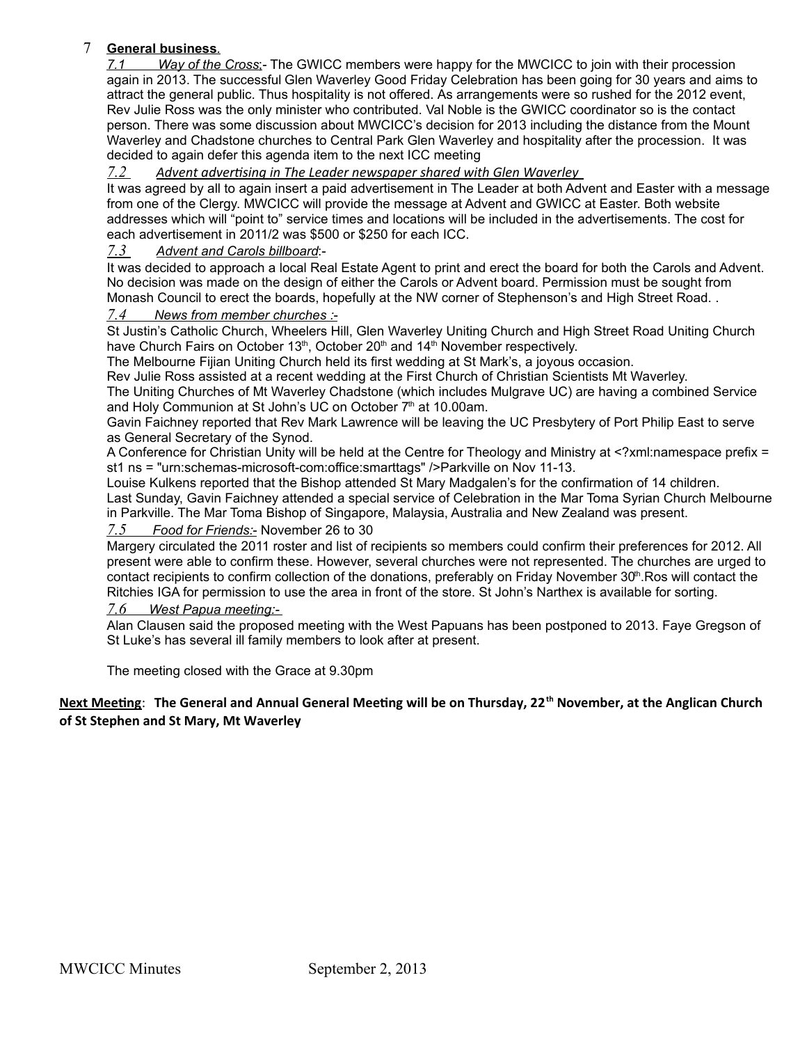## 7 **General business**.

*7.1 Way of the Cross*:- The GWICC members were happy for the MWCICC to join with their procession again in 2013. The successful Glen Waverley Good Friday Celebration has been going for 30 years and aims to attract the general public. Thus hospitality is not offered. As arrangements were so rushed for the 2012 event, Rev Julie Ross was the only minister who contributed. Val Noble is the GWICC coordinator so is the contact person. There was some discussion about MWCICC's decision for 2013 including the distance from the Mount Waverley and Chadstone churches to Central Park Glen Waverley and hospitality after the procession. It was decided to again defer this agenda item to the next ICC meeting

*7.2 Advent advertising in The Leader newspaper shared with Glen Waverley*

It was agreed by all to again insert a paid advertisement in The Leader at both Advent and Easter with a message from one of the Clergy. MWCICC will provide the message at Advent and GWICC at Easter. Both website addresses which will "point to" service times and locations will be included in the advertisements. The cost for each advertisement in 2011/2 was $500 or $250 for each ICC.

*7.3 Advent and Carols billboard*:-

It was decided to approach a local Real Estate Agent to print and erect the board for both the Carols and Advent. No decision was made on the design of either the Carols or Advent board. Permission must be sought from Monash Council to erect the boards, hopefully at the NW corner of Stephenson's and High Street Road. .

*7.4 News from member churches* :-

St Justin's Catholic Church, Wheelers Hill, Glen Waverley Uniting Church and High Street Road Uniting Church have Church Fairs on October 13th, October 20th and 14th November respectively.

The Melbourne Fijian Uniting Church held its first wedding at St Mark's, a joyous occasion.

Rev Julie Ross assisted at a recent wedding at the First Church of Christian Scientists Mt Waverley.

The Uniting Churches of Mt Waverley Chadstone (which includes Mulgrave UC) are having a combined Service and Holy Communion at St John's UC on October 7th at 10.00am.

Gavin Faichney reported that Rev Mark Lawrence will be leaving the UC Presbytery of Port Philip East to serve as General Secretary of the Synod.

A Conference for Christian Unity will be held at the Centre for Theology and Ministry at <?xml:namespace prefix = st1 ns = "urn:schemas-microsoft-com:office:smarttags" />Parkville on Nov 11-13.

Louise Kulkens reported that the Bishop attended St Mary Madgalen's for the confirmation of 14 children.

Last Sunday, Gavin Faichney attended a special service of Celebration in the Mar Toma Syrian Church Melbourne in Parkville. The Mar Toma Bishop of Singapore, Malaysia, Australia and New Zealand was present.

*7.5 Food for Friends:-* November 26 to 30

Margery circulated the 2011 roster and list of recipients so members could confirm their preferences for 2012. All present were able to confirm these. However, several churches were not represented. The churches are urged to contact recipients to confirm collection of the donations, preferably on Friday November 30th.Ros will contact the Ritchies IGA for permission to use the area in front of the store. St John's Narthex is available for sorting.

*7.6 West Papua meeting:-*

Alan Clausen said the proposed meeting with the West Papuans has been postponed to 2013. Faye Gregson of St Luke's has several ill family members to look after at present.

The meeting closed with the Grace at 9.30pm

**Next Meeting**: **The General and Annual General Meeting will be on Thursday, 22th November, at the Anglican Church of St Stephen and St Mary, Mt Waverley**